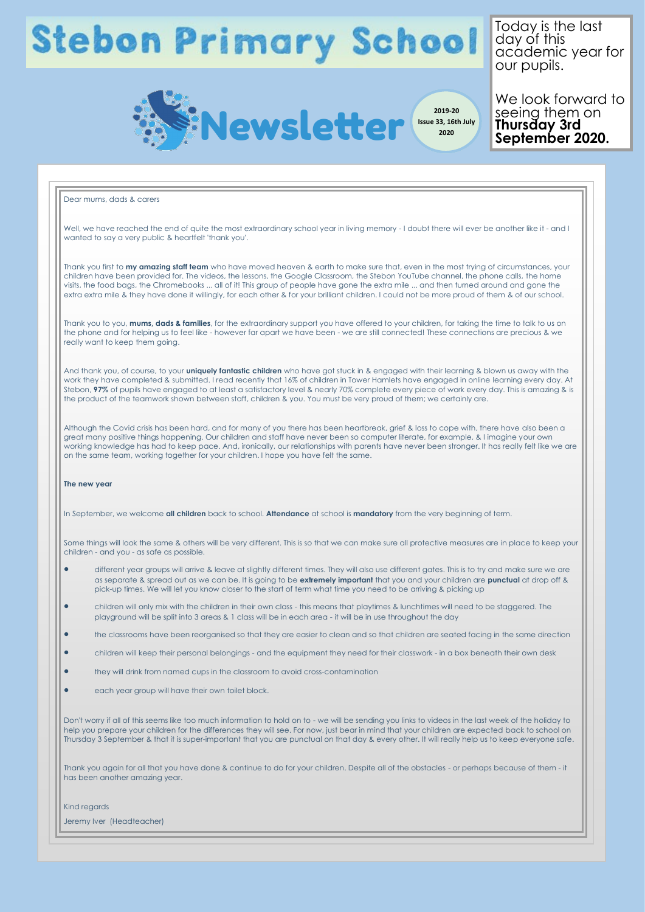# Stebon Primary School

## Newsletter

2019-20
Issue 33, 16th July 2020

Today is the last day of this academic year for our pupils.

We look forward to seeing them on **Thursday 3rd September 2020.**

Dear mums, dads & carers

Well, we have reached the end of quite the most extraordinary school year in living memory - I doubt there will ever be another like it - and I wanted to say a very public & heartfelt 'thank you'.

Thank you first to **my amazing staff team** who have moved heaven & earth to make sure that, even in the most trying of circumstances, your children have been provided for. The videos, the lessons, the Google Classroom, the Stebon YouTube channel, the phone calls, the home visits, the food bags, the Chromebooks ... all of it! This group of people have gone the extra mile ... and then turned around and gone the extra extra mile & they have done it willingly, for each other & for your brilliant children. I could not be more proud of them & of our school.

Thank you to you, **mums, dads & families**, for the extraordinary support you have offered to your children, for taking the time to talk to us on the phone and for helping us to feel like - however far apart we have been - we are still connected! These connections are precious & we really want to keep them going.

And thank you, of course, to your **uniquely fantastic children** who have got stuck in & engaged with their learning & blown us away with the work they have completed & submitted. I read recently that 16% of children in Tower Hamlets have engaged in online learning every day. At Stebon, **97%** of pupils have engaged to at least a satisfactory level & nearly 70% complete every piece of work every day. This is amazing & is the product of the teamwork shown between staff, children & you. You must be very proud of them; we certainly are.

Although the Covid crisis has been hard, and for many of you there has been heartbreak, grief & loss to cope with, there have also been a great many positive things happening. Our children and staff have never been so computer literate, for example, & I imagine your own working knowledge has had to keep pace. And, ironically, our relationships with parents have never been stronger. It has really felt like we are on the same team, working together for your children. I hope you have felt the same.

**The new year**

In September, we welcome **all children** back to school. **Attendance** at school is **mandatory** from the very beginning of term.

Some things will look the same & others will be very different. This is so that we can make sure all protective measures are in place to keep your children - and you - as safe as possible.

- different year groups will arrive & leave at slightly different times. They will also use different gates. This is to try and make sure we are as separate & spread out as we can be. It is going to be **extremely important** that you and your children are **punctual** at drop off & pick-up times. We will let you know closer to the start of term what time you need to be arriving & picking up
- children will only mix with the children in their own class - this means that playtimes & lunchtimes will need to be staggered. The playground will be split into 3 areas & 1 class will be in each area - it will be in use throughout the day
- the classrooms have been reorganised so that they are easier to clean and so that children are seated facing in the same direction
- children will keep their personal belongings - and the equipment they need for their classwork - in a box beneath their own desk
- they will drink from named cups in the classroom to avoid cross-contamination
- each year group will have their own toilet block.

Don't worry if all of this seems like too much information to hold on to - we will be sending you links to videos in the last week of the holiday to help you prepare your children for the differences they will see. For now, just bear in mind that your children are expected back to school on Thursday 3 September & that it is super-important that you are punctual on that day & every other. It will really help us to keep everyone safe.

Thank you again for all that you have done & continue to do for your children. Despite all of the obstacles - or perhaps because of them - it has been another amazing year.

Kind regards

Jeremy Iver (Headteacher)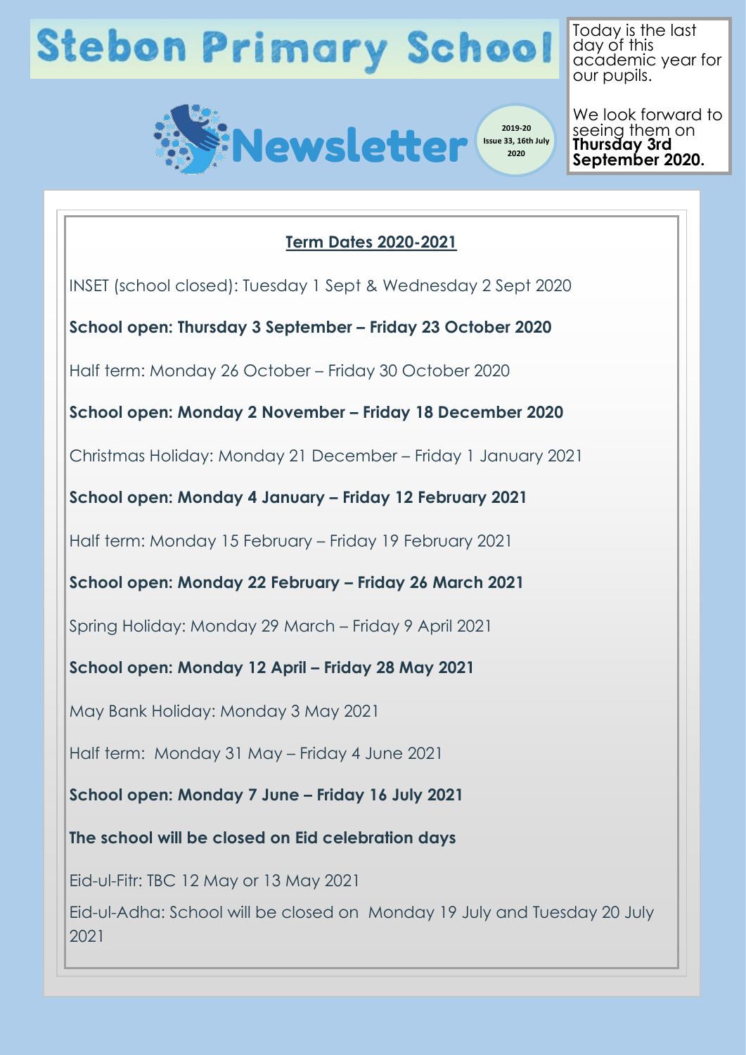# Stebon Primary School

## Newsletter

2019-20
Issue 33, 16th July 2020

Today is the last day of this academic year for our pupils.

We look forward to seeing them on **Thursday 3rd September 2020.**

### Term Dates 2020-2021

INSET (school closed): Tuesday 1 Sept & Wednesday 2 Sept 2020

**School open: Thursday 3 September – Friday 23 October 2020**

Half term: Monday 26 October – Friday 30 October 2020

**School open: Monday 2 November – Friday 18 December 2020**

Christmas Holiday: Monday 21 December – Friday 1 January 2021

**School open: Monday 4 January – Friday 12 February 2021**

Half term: Monday 15 February – Friday 19 February 2021

**School open: Monday 22 February – Friday 26 March 2021**

Spring Holiday: Monday 29 March – Friday 9 April 2021

**School open: Monday 12 April – Friday 28 May 2021**

May Bank Holiday: Monday 3 May 2021

Half term: Monday 31 May – Friday 4 June 2021

**School open: Monday 7 June – Friday 16 July 2021**

**The school will be closed on Eid celebration days**

Eid-ul-Fitr: TBC 12 May or 13 May 2021

Eid-ul-Adha: School will be closed on Monday 19 July and Tuesday 20 July 2021